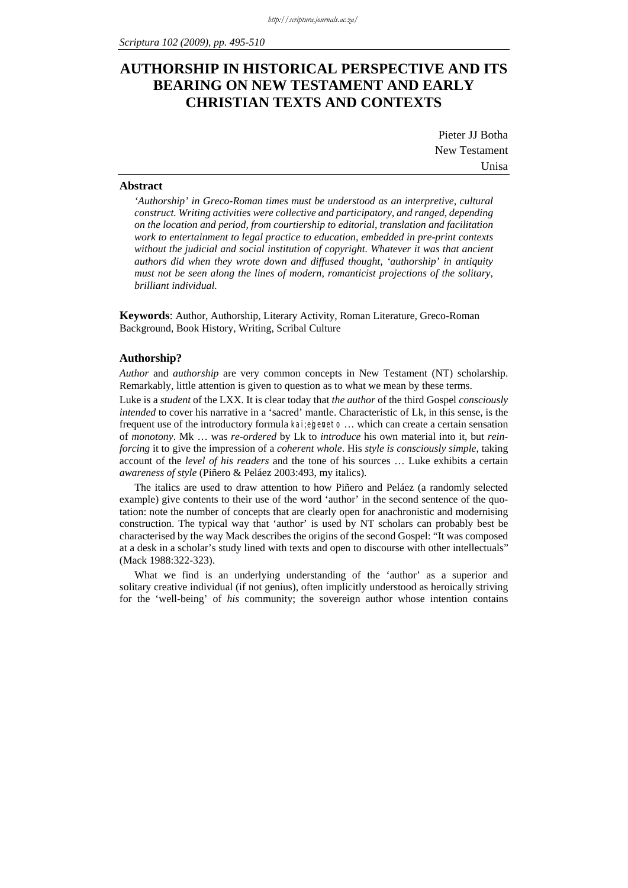# AUTHORSHIP IN HISTORICAL PERSPECTIVE AND ITS BEARING ON NEW TESTAMENT AND EARLY CHRISTIAN TEXTS AND CONTEXTS

Pieter JJ Botha
New Testament
Unisa

## Abstract

*'Authorship' in Greco-Roman times must be understood as an interpretive, cultural construct. Writing activities were collective and participatory, and ranged, depending on the location and period, from courtiership to editorial, translation and facilitation work to entertainment to legal practice to education, embedded in pre-print contexts without the judicial and social institution of copyright. Whatever it was that ancient authors did when they wrote down and diffused thought, 'authorship' in antiquity must not be seen along the lines of modern, romanticist projections of the solitary, brilliant individual.*

**Keywords**: Author, Authorship, Literary Activity, Roman Literature, Greco-Roman Background, Book History, Writing, Scribal Culture

## Authorship?

*Author* and *authorship* are very common concepts in New Testament (NT) scholarship. Remarkably, little attention is given to question as to what we mean by these terms.

Luke is a *student* of the LXX. It is clear today that *the author* of the third Gospel *consciously intended* to cover his narrative in a 'sacred' mantle. Characteristic of Lk, in this sense, is the frequent use of the introductory formula καὶ ἐγένετο … which can create a certain sensation of *monotony*. Mk … was *re-ordered* by Lk to *introduce* his own material into it, but *reinforcing* it to give the impression of a *coherent whole*. His *style is consciously simple*, taking account of the *level of his readers* and the tone of his sources … Luke exhibits a certain *awareness of style* (Piñero & Peláez 2003:493, my italics).

The italics are used to draw attention to how Piñero and Peláez (a randomly selected example) give contents to their use of the word 'author' in the second sentence of the quotation: note the number of concepts that are clearly open for anachronistic and modernising construction. The typical way that 'author' is used by NT scholars can probably best be characterised by the way Mack describes the origins of the second Gospel: "It was composed at a desk in a scholar's study lined with texts and open to discourse with other intellectuals" (Mack 1988:322-323).

What we find is an underlying understanding of the 'author' as a superior and solitary creative individual (if not genius), often implicitly understood as heroically striving for the 'well-being' of *his* community; the sovereign author whose intention contains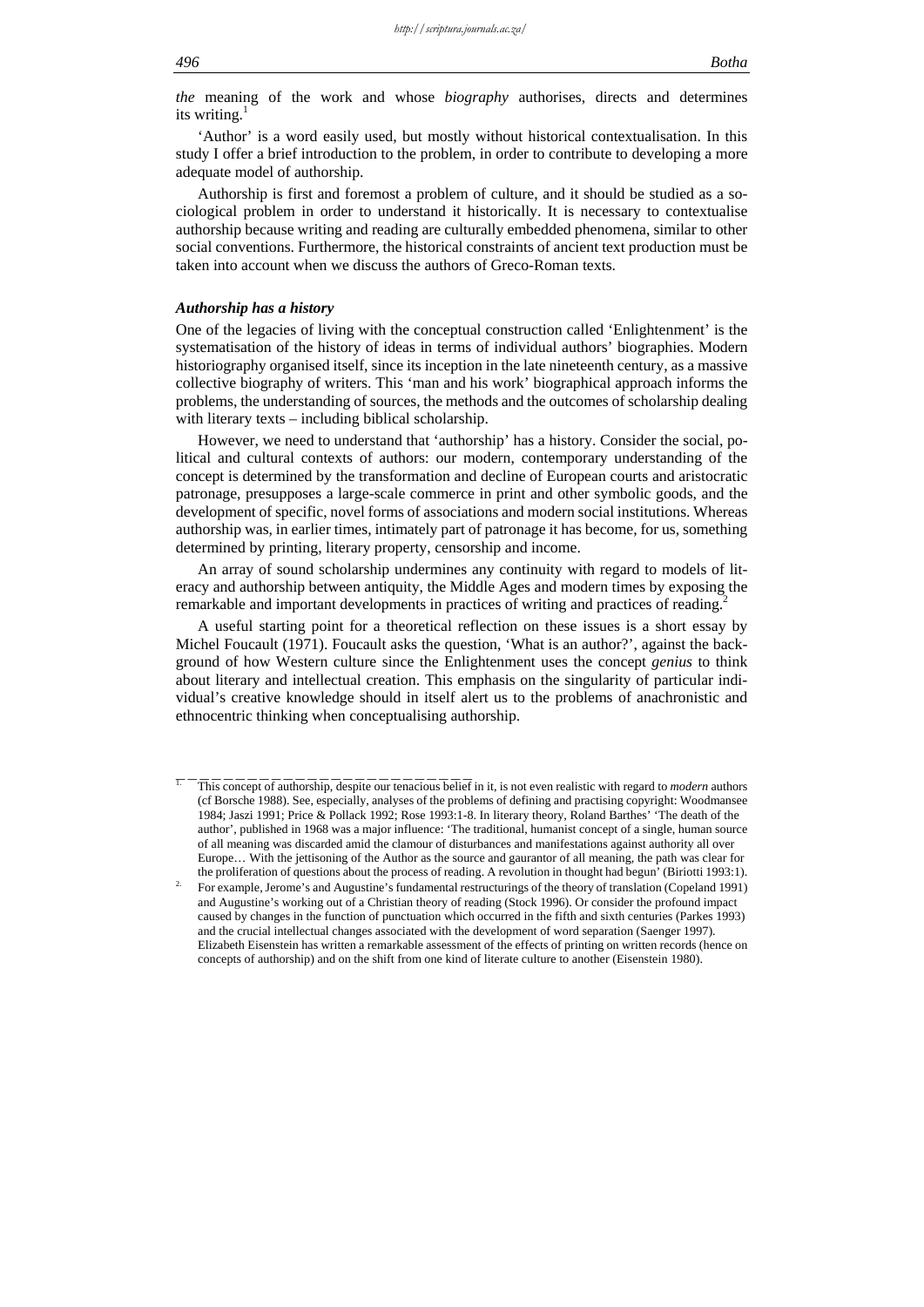*the* meaning of the work and whose *biography* authorises, directs and determines its writing.[1]

'Author' is a word easily used, but mostly without historical contextualisation. In this study I offer a brief introduction to the problem, in order to contribute to developing a more adequate model of authorship.

Authorship is first and foremost a problem of culture, and it should be studied as a sociological problem in order to understand it historically. It is necessary to contextualise authorship because writing and reading are culturally embedded phenomena, similar to other social conventions. Furthermore, the historical constraints of ancient text production must be taken into account when we discuss the authors of Greco-Roman texts.

### *Authorship has a history*

One of the legacies of living with the conceptual construction called 'Enlightenment' is the systematisation of the history of ideas in terms of individual authors' biographies. Modern historiography organised itself, since its inception in the late nineteenth century, as a massive collective biography of writers. This 'man and his work' biographical approach informs the problems, the understanding of sources, the methods and the outcomes of scholarship dealing with literary texts – including biblical scholarship.

However, we need to understand that 'authorship' has a history. Consider the social, political and cultural contexts of authors: our modern, contemporary understanding of the concept is determined by the transformation and decline of European courts and aristocratic patronage, presupposes a large-scale commerce in print and other symbolic goods, and the development of specific, novel forms of associations and modern social institutions. Whereas authorship was, in earlier times, intimately part of patronage it has become, for us, something determined by printing, literary property, censorship and income.

An array of sound scholarship undermines any continuity with regard to models of literacy and authorship between antiquity, the Middle Ages and modern times by exposing the remarkable and important developments in practices of writing and practices of reading.[2]

A useful starting point for a theoretical reflection on these issues is a short essay by Michel Foucault (1971). Foucault asks the question, 'What is an author?', against the background of how Western culture since the Enlightenment uses the concept *genius* to think about literary and intellectual creation. This emphasis on the singularity of particular individual's creative knowledge should in itself alert us to the problems of anachronistic and ethnocentric thinking when conceptualising authorship.

---

1. This concept of authorship, despite our tenacious belief in it, is not even realistic with regard to *modern* authors (cf Borsche 1988). See, especially, analyses of the problems of defining and practising copyright: Woodmansee 1984; Jaszi 1991; Price & Pollack 1992; Rose 1993:1-8. In literary theory, Roland Barthes' 'The death of the author', published in 1968 was a major influence: 'The traditional, humanist concept of a single, human source of all meaning was discarded amid the clamour of disturbances and manifestations against authority all over Europe… With the jettisoning of the Author as the source and gaurantor of all meaning, the path was clear for the proliferation of questions about the process of reading. A revolution in thought had begun' (Biriotti 1993:1).

2. For example, Jerome's and Augustine's fundamental restructurings of the theory of translation (Copeland 1991) and Augustine's working out of a Christian theory of reading (Stock 1996). Or consider the profound impact caused by changes in the function of punctuation which occurred in the fifth and sixth centuries (Parkes 1993) and the crucial intellectual changes associated with the development of word separation (Saenger 1997). Elizabeth Eisenstein has written a remarkable assessment of the effects of printing on written records (hence on concepts of authorship) and on the shift from one kind of literate culture to another (Eisenstein 1980).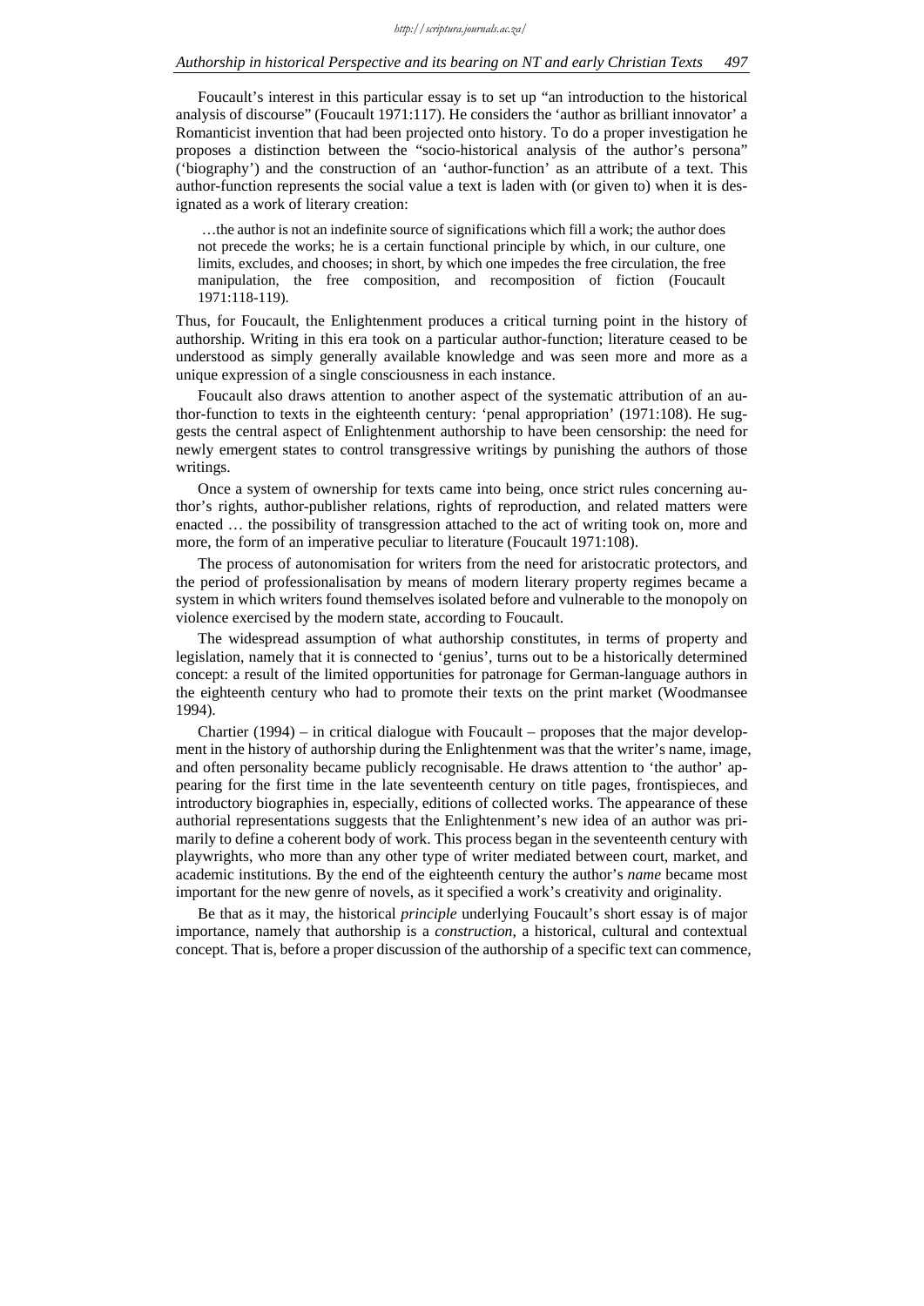Foucault's interest in this particular essay is to set up "an introduction to the historical analysis of discourse" (Foucault 1971:117). He considers the 'author as brilliant innovator' a Romanticist invention that had been projected onto history. To do a proper investigation he proposes a distinction between the "socio-historical analysis of the author's persona" ('biography') and the construction of an 'author-function' as an attribute of a text. This author-function represents the social value a text is laden with (or given to) when it is designated as a work of literary creation:

> …the author is not an indefinite source of significations which fill a work; the author does not precede the works; he is a certain functional principle by which, in our culture, one limits, excludes, and chooses; in short, by which one impedes the free circulation, the free manipulation, the free composition, and recomposition of fiction (Foucault 1971:118-119).

Thus, for Foucault, the Enlightenment produces a critical turning point in the history of authorship. Writing in this era took on a particular author-function; literature ceased to be understood as simply generally available knowledge and was seen more and more as a unique expression of a single consciousness in each instance.

Foucault also draws attention to another aspect of the systematic attribution of an author-function to texts in the eighteenth century: 'penal appropriation' (1971:108). He suggests the central aspect of Enlightenment authorship to have been censorship: the need for newly emergent states to control transgressive writings by punishing the authors of those writings.

Once a system of ownership for texts came into being, once strict rules concerning author's rights, author-publisher relations, rights of reproduction, and related matters were enacted … the possibility of transgression attached to the act of writing took on, more and more, the form of an imperative peculiar to literature (Foucault 1971:108).

The process of autonomisation for writers from the need for aristocratic protectors, and the period of professionalisation by means of modern literary property regimes became a system in which writers found themselves isolated before and vulnerable to the monopoly on violence exercised by the modern state, according to Foucault.

The widespread assumption of what authorship constitutes, in terms of property and legislation, namely that it is connected to 'genius', turns out to be a historically determined concept: a result of the limited opportunities for patronage for German-language authors in the eighteenth century who had to promote their texts on the print market (Woodmansee 1994).

Chartier (1994) – in critical dialogue with Foucault – proposes that the major development in the history of authorship during the Enlightenment was that the writer's name, image, and often personality became publicly recognisable. He draws attention to 'the author' appearing for the first time in the late seventeenth century on title pages, frontispieces, and introductory biographies in, especially, editions of collected works. The appearance of these authorial representations suggests that the Enlightenment's new idea of an author was primarily to define a coherent body of work. This process began in the seventeenth century with playwrights, who more than any other type of writer mediated between court, market, and academic institutions. By the end of the eighteenth century the author's *name* became most important for the new genre of novels, as it specified a work's creativity and originality.

Be that as it may, the historical *principle* underlying Foucault's short essay is of major importance, namely that authorship is a *construction*, a historical, cultural and contextual concept. That is, before a proper discussion of the authorship of a specific text can commence,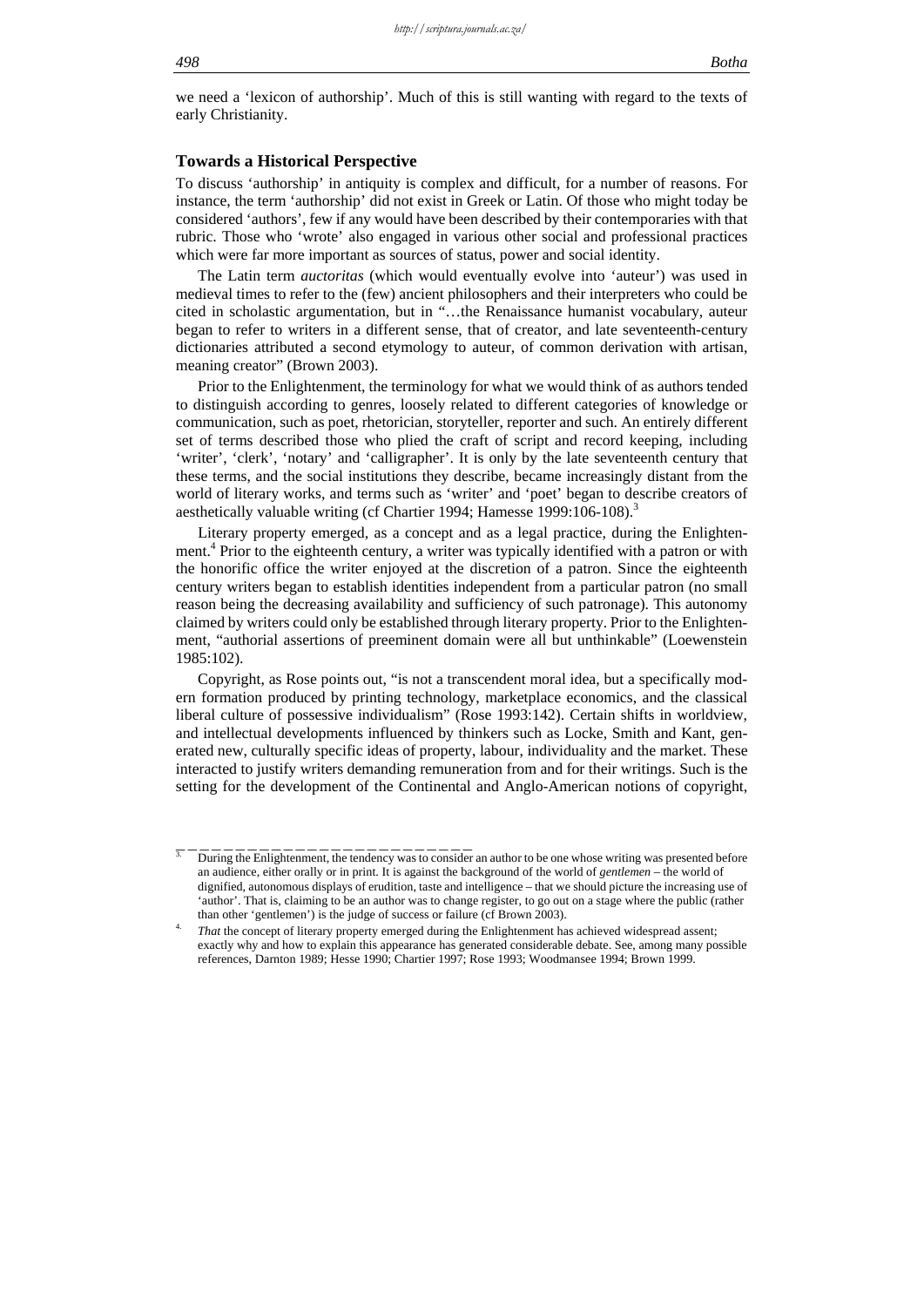we need a 'lexicon of authorship'. Much of this is still wanting with regard to the texts of early Christianity.

## Towards a Historical Perspective

To discuss 'authorship' in antiquity is complex and difficult, for a number of reasons. For instance, the term 'authorship' did not exist in Greek or Latin. Of those who might today be considered 'authors', few if any would have been described by their contemporaries with that rubric. Those who 'wrote' also engaged in various other social and professional practices which were far more important as sources of status, power and social identity.

The Latin term *auctoritas* (which would eventually evolve into 'auteur') was used in medieval times to refer to the (few) ancient philosophers and their interpreters who could be cited in scholastic argumentation, but in "…the Renaissance humanist vocabulary, auteur began to refer to writers in a different sense, that of creator, and late seventeenth-century dictionaries attributed a second etymology to auteur, of common derivation with artisan, meaning creator" (Brown 2003).

Prior to the Enlightenment, the terminology for what we would think of as authors tended to distinguish according to genres, loosely related to different categories of knowledge or communication, such as poet, rhetorician, storyteller, reporter and such. An entirely different set of terms described those who plied the craft of script and record keeping, including 'writer', 'clerk', 'notary' and 'calligrapher'. It is only by the late seventeenth century that these terms, and the social institutions they describe, became increasingly distant from the world of literary works, and terms such as 'writer' and 'poet' began to describe creators of aesthetically valuable writing (cf Chartier 1994; Hamesse 1999:106-108).[3]

Literary property emerged, as a concept and as a legal practice, during the Enlightenment.[4] Prior to the eighteenth century, a writer was typically identified with a patron or with the honorific office the writer enjoyed at the discretion of a patron. Since the eighteenth century writers began to establish identities independent from a particular patron (no small reason being the decreasing availability and sufficiency of such patronage). This autonomy claimed by writers could only be established through literary property. Prior to the Enlightenment, "authorial assertions of preeminent domain were all but unthinkable" (Loewenstein 1985:102).

Copyright, as Rose points out, "is not a transcendent moral idea, but a specifically modern formation produced by printing technology, marketplace economics, and the classical liberal culture of possessive individualism" (Rose 1993:142). Certain shifts in worldview, and intellectual developments influenced by thinkers such as Locke, Smith and Kant, generated new, culturally specific ideas of property, labour, individuality and the market. These interacted to justify writers demanding remuneration from and for their writings. Such is the setting for the development of the Continental and Anglo-American notions of copyright,

---

3. During the Enlightenment, the tendency was to consider an author to be one whose writing was presented before an audience, either orally or in print. It is against the background of the world of *gentlemen* – the world of dignified, autonomous displays of erudition, taste and intelligence – that we should picture the increasing use of 'author'. That is, claiming to be an author was to change register, to go out on a stage where the public (rather than other 'gentlemen') is the judge of success or failure (cf Brown 2003).

4. *That* the concept of literary property emerged during the Enlightenment has achieved widespread assent; exactly why and how to explain this appearance has generated considerable debate. See, among many possible references, Darnton 1989; Hesse 1990; Chartier 1997; Rose 1993; Woodmansee 1994; Brown 1999.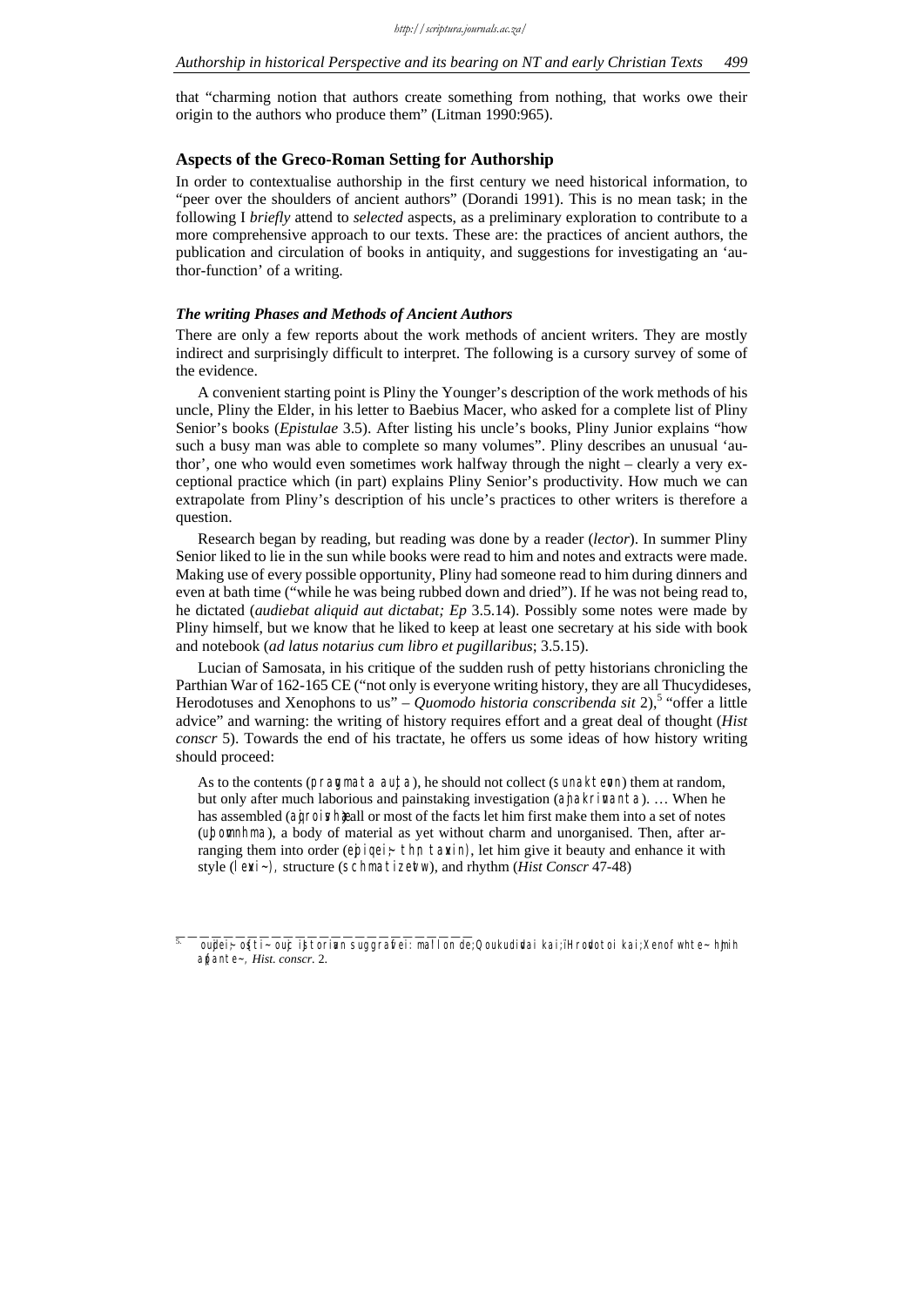that "charming notion that authors create something from nothing, that works owe their origin to the authors who produce them" (Litman 1990:965).

## Aspects of the Greco-Roman Setting for Authorship

In order to contextualise authorship in the first century we need historical information, to "peer over the shoulders of ancient authors" (Dorandi 1991). This is no mean task; in the following I *briefly* attend to *selected* aspects, as a preliminary exploration to contribute to a more comprehensive approach to our texts. These are: the practices of ancient authors, the publication and circulation of books in antiquity, and suggestions for investigating an 'author-function' of a writing.

### *The writing Phases and Methods of Ancient Authors*

There are only a few reports about the work methods of ancient writers. They are mostly indirect and surprisingly difficult to interpret. The following is a cursory survey of some of the evidence.

A convenient starting point is Pliny the Younger's description of the work methods of his uncle, Pliny the Elder, in his letter to Baebius Macer, who asked for a complete list of Pliny Senior's books (*Epistulae* 3.5). After listing his uncle's books, Pliny Junior explains "how such a busy man was able to complete so many volumes". Pliny describes an unusual 'author', one who would even sometimes work halfway through the night – clearly a very exceptional practice which (in part) explains Pliny Senior's productivity. How much we can extrapolate from Pliny's description of his uncle's practices to other writers is therefore a question.

Research began by reading, but reading was done by a reader (*lector*). In summer Pliny Senior liked to lie in the sun while books were read to him and notes and extracts were made. Making use of every possible opportunity, Pliny had someone read to him during dinners and even at bath time ("while he was being rubbed down and dried"). If he was not being read to, he dictated (*audiebat aliquid aut dictabat; Ep* 3.5.14). Possibly some notes were made by Pliny himself, but we know that he liked to keep at least one secretary at his side with book and notebook (*ad latus notarius cum libro et pugillaribus*; 3.5.15).

Lucian of Samosata, in his critique of the sudden rush of petty historians chronicling the Parthian War of 162-165 CE ("not only is everyone writing history, they are all Thucydideses, Herodotuses and Xenophons to us" – *Quomodo historia conscribenda sit* 2),[5] "offer a little advice" and warning: the writing of history requires effort and a great deal of thought (*Hist conscr* 5). Towards the end of his tractate, he offers us some ideas of how history writing should proceed:

> As to the contents (πράγματα αὐτά), he should not collect (συνακτέον) them at random, but only after much laborious and painstaking investigation (ἀνακρίναντα). … When he has assembled (ἀθροίσῃ) all or most of the facts let him first make them into a set of notes (ὑπόμνημα), a body of material as yet without charm and unorganised. Then, after arranging them into order (ἐπιθεὶς τὴν τάξιν), let him give it beauty and enhance it with style (λέξις), structure (σχηματιζέτω), and rhythm (*Hist Conscr* 47-48)

---

[5] οὐδεὶς ὅστις οὐχ ἱστορίαν συγγράφει· μᾶλλον δὲ Θουκυδίδαι καὶ Ἡρόδοτοι καὶ Ξενοφῶντες ἡμῖν ἅπαντες, *Hist. conscr.* 2.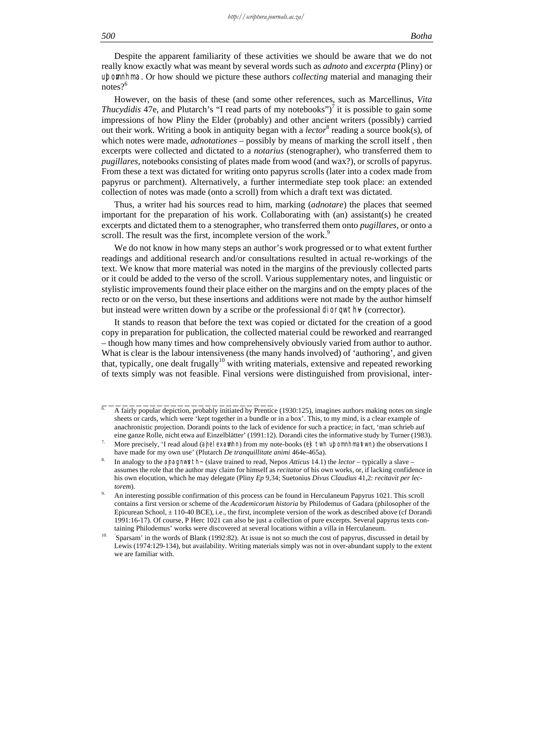Despite the apparent familiarity of these activities we should be aware that we do not really know exactly what was meant by several words such as *adnoto* and *excerpta* (Pliny) or uJpomnhma. Or how should we picture these authors *collecting* material and managing their notes?[6]

However, on the basis of these (and some other references, such as Marcellinus, *Vita Thucydidis* 47e, and Plutarch's "I read parts of my notebooks")[7] it is possible to gain some impressions of how Pliny the Elder (probably) and other ancient writers (possibly) carried out their work. Writing a book in antiquity began with a *lector*[8] reading a source book(s), of which notes were made, *adnotationes* – possibly by means of marking the scroll itself , then excerpts were collected and dictated to a *notarius* (stenographer), who transferred them to *pugillares*, notebooks consisting of plates made from wood (and wax?), or scrolls of papyrus. From these a text was dictated for writing onto papyrus scrolls (later into a codex made from papyrus or parchment). Alternatively, a further intermediate step took place: an extended collection of notes was made (onto a scroll) from which a draft text was dictated.

Thus, a writer had his sources read to him, marking (*adnotare*) the places that seemed important for the preparation of his work. Collaborating with (an) assistant(s) he created excerpts and dictated them to a stenographer, who transferred them onto *pugillares*, or onto a scroll. The result was the first, incomplete version of the work.[9]

We do not know in how many steps an author's work progressed or to what extent further readings and additional research and/or consultations resulted in actual re-workings of the text. We know that more material was noted in the margins of the previously collected parts or it could be added to the verso of the scroll. Various supplementary notes, and linguistic or stylistic improvements found their place either on the margins and on the empty places of the recto or on the verso, but these insertions and additions were not made by the author himself but instead were written down by a scribe or the professional diorqwthv~ (corrector).

It stands to reason that before the text was copied or dictated for the creation of a good copy in preparation for publication, the collected material could be reworked and rearranged – though how many times and how comprehensively obviously varied from author to author. What is clear is the labour intensiveness (the many hands involved) of 'authoring', and given that, typically, one dealt frugally[10] with writing materials, extensive and repeated reworking of texts simply was not feasible. Final versions were distinguished from provisional, inter-

---

6. A fairly popular depiction, probably initiated by Prentice (1930:125), imagines authors making notes on single sheets or cards, which were 'kept together in a bundle or in a box'. This, to my mind, is a clear example of anachronistic projection. Dorandi points to the lack of evidence for such a practice; in fact, 'man schrieb auf eine ganze Rolle, nicht etwa auf Einzelblätter' (1991:12). Dorandi cites the informative study by Turner (1983).

7. More precisely, 'I read aloud (aJnelexamhn) from my note-books (ejk twn uJpomnhmatwn) the observations I have made for my own use' (Plutarch *De tranquillitate animi* 464e-465a).

8. In analogy to the aJnagnwsth~ (slave trained to read, Nepos *Atticus* 14.1) the *lector* – typically a slave – assumes the role that the author may claim for himself as *recitator* of his own works, or, if lacking confidence in his own elocution, which he may delegate (Pliny *Ep* 9,34; Suetonius *Divus Claudius* 41,2: *recitavit per lectorem*).

9. An interesting possible confirmation of this process can be found in Herculaneum Papyrus 1021. This scroll contains a first version or scheme of the *Academicorum historia* by Philodemus of Gadara (philosopher of the Epicurean School, ± 110-40 BCE), i.e., the first, incomplete version of the work as described above (cf Dorandi 1991:16-17). Of course, P Herc 1021 can also be just a collection of pure excerpts. Several papyrus texts containing Philodemus' works were discovered at several locations within a villa in Herculaneum.

10. 'Sparsam' in the words of Blank (1992:82). At issue is not so much the cost of papyrus, discussed in detail by Lewis (1974:129-134), but availability. Writing materials simply was not in over-abundant supply to the extent we are familiar with.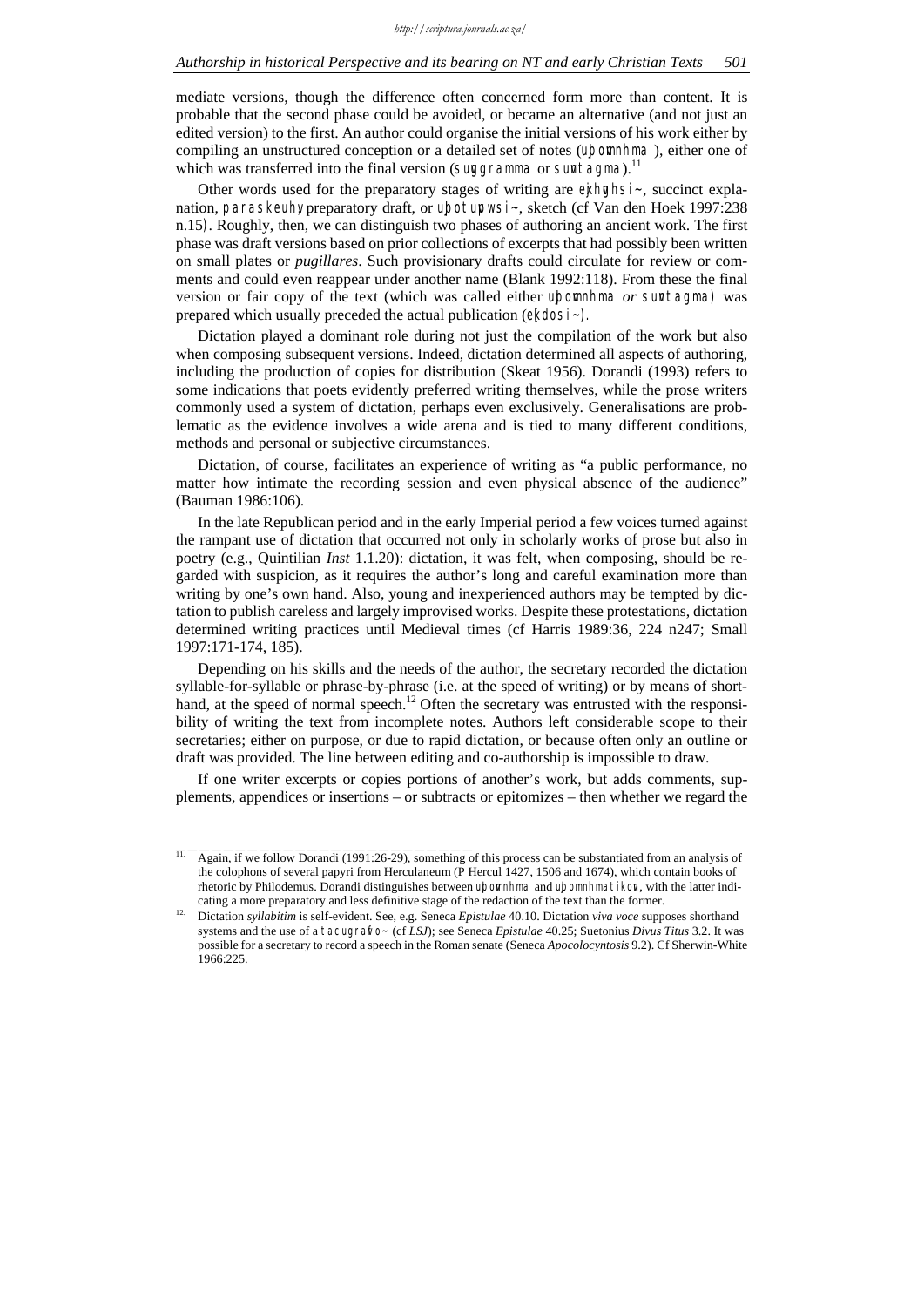mediate versions, though the difference often concerned form more than content. It is probable that the second phase could be avoided, or became an alternative (and not just an edited version) to the first. An author could organise the initial versions of his work either by compiling an unstructured conception or a detailed set of notes (uJpovmnhma), either one of which was transferred into the final version (suvggramma or suvntagma).[11]

Other words used for the preparatory stages of writing are ejxhvghsi~, succinct explanation, paraskeuhv, preparatory draft, or uJpotuvpwsi~, sketch (cf Van den Hoek 1997:238 n.15). Roughly, then, we can distinguish two phases of authoring an ancient work. The first phase was draft versions based on prior collections of excerpts that had possibly been written on small plates or *pugillares*. Such provisionary drafts could circulate for review or comments and could even reappear under another name (Blank 1992:118). From these the final version or fair copy of the text (which was called either uJpovmnhma *or* suvntagma) was prepared which usually preceded the actual publication (e[kdosi~).

Dictation played a dominant role during not just the compilation of the work but also when composing subsequent versions. Indeed, dictation determined all aspects of authoring, including the production of copies for distribution (Skeat 1956). Dorandi (1993) refers to some indications that poets evidently preferred writing themselves, while the prose writers commonly used a system of dictation, perhaps even exclusively. Generalisations are problematic as the evidence involves a wide arena and is tied to many different conditions, methods and personal or subjective circumstances.

Dictation, of course, facilitates an experience of writing as "a public performance, no matter how intimate the recording session and even physical absence of the audience" (Bauman 1986:106).

In the late Republican period and in the early Imperial period a few voices turned against the rampant use of dictation that occurred not only in scholarly works of prose but also in poetry (e.g., Quintilian *Inst* 1.1.20): dictation, it was felt, when composing, should be regarded with suspicion, as it requires the author's long and careful examination more than writing by one's own hand. Also, young and inexperienced authors may be tempted by dictation to publish careless and largely improvised works. Despite these protestations, dictation determined writing practices until Medieval times (cf Harris 1989:36, 224 n247; Small 1997:171-174, 185).

Depending on his skills and the needs of the author, the secretary recorded the dictation syllable-for-syllable or phrase-by-phrase (i.e. at the speed of writing) or by means of shorthand, at the speed of normal speech.[12] Often the secretary was entrusted with the responsibility of writing the text from incomplete notes. Authors left considerable scope to their secretaries; either on purpose, or due to rapid dictation, or because often only an outline or draft was provided. The line between editing and co-authorship is impossible to draw.

If one writer excerpts or copies portions of another's work, but adds comments, supplements, appendices or insertions – or subtracts or epitomizes – then whether we regard the

---

11. Again, if we follow Dorandi (1991:26-29), something of this process can be substantiated from an analysis of the colophons of several papyri from Herculaneum (P Hercul 1427, 1506 and 1674), which contain books of rhetoric by Philodemus. Dorandi distinguishes between uJpovmnhma and uJpomnhmatikovn, with the latter indicating a more preparatory and less definitive stage of the redaction of the text than the former.

12. Dictation *syllabitim* is self-evident. See, e.g. Seneca *Epistulae* 40.10. Dictation *viva voce* supposes shorthand systems and the use of a tacugravfo~ (cf *LSJ*); see Seneca *Epistulae* 40.25; Suetonius *Divus Titus* 3.2. It was possible for a secretary to record a speech in the Roman senate (Seneca *Apocolocyntosis* 9.2). Cf Sherwin-White 1966:225.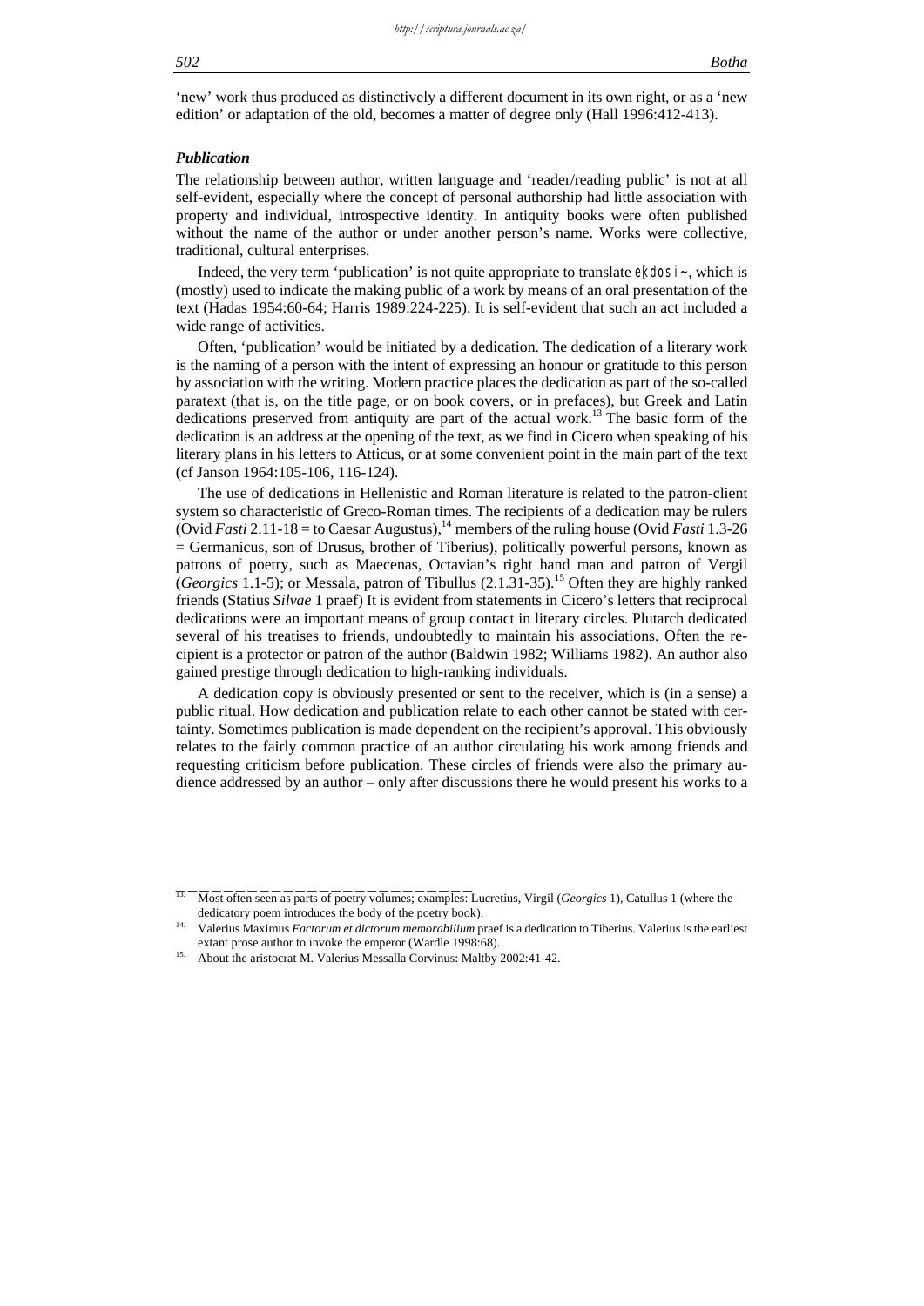'new' work thus produced as distinctively a different document in its own right, or as a 'new edition' or adaptation of the old, becomes a matter of degree only (Hall 1996:412-413).

### *Publication*

The relationship between author, written language and 'reader/reading public' is not at all self-evident, especially where the concept of personal authorship had little association with property and individual, introspective identity. In antiquity books were often published without the name of the author or under another person's name. Works were collective, traditional, cultural enterprises.

Indeed, the very term 'publication' is not quite appropriate to translate ἔκδοσις, which is (mostly) used to indicate the making public of a work by means of an oral presentation of the text (Hadas 1954:60-64; Harris 1989:224-225). It is self-evident that such an act included a wide range of activities.

Often, 'publication' would be initiated by a dedication. The dedication of a literary work is the naming of a person with the intent of expressing an honour or gratitude to this person by association with the writing. Modern practice places the dedication as part of the so-called paratext (that is, on the title page, or on book covers, or in prefaces), but Greek and Latin dedications preserved from antiquity are part of the actual work.[13] The basic form of the dedication is an address at the opening of the text, as we find in Cicero when speaking of his literary plans in his letters to Atticus, or at some convenient point in the main part of the text (cf Janson 1964:105-106, 116-124).

The use of dedications in Hellenistic and Roman literature is related to the patron-client system so characteristic of Greco-Roman times. The recipients of a dedication may be rulers (Ovid *Fasti* 2.11-18 = to Caesar Augustus),[14] members of the ruling house (Ovid *Fasti* 1.3-26 = Germanicus, son of Drusus, brother of Tiberius), politically powerful persons, known as patrons of poetry, such as Maecenas, Octavian's right hand man and patron of Vergil (*Georgics* 1.1-5); or Messala, patron of Tibullus (2.1.31-35).[15] Often they are highly ranked friends (Statius *Silvae* 1 praef) It is evident from statements in Cicero's letters that reciprocal dedications were an important means of group contact in literary circles. Plutarch dedicated several of his treatises to friends, undoubtedly to maintain his associations. Often the recipient is a protector or patron of the author (Baldwin 1982; Williams 1982). An author also gained prestige through dedication to high-ranking individuals.

A dedication copy is obviously presented or sent to the receiver, which is (in a sense) a public ritual. How dedication and publication relate to each other cannot be stated with certainty. Sometimes publication is made dependent on the recipient's approval. This obviously relates to the fairly common practice of an author circulating his work among friends and requesting criticism before publication. These circles of friends were also the primary audience addressed by an author – only after discussions there he would present his works to a

---

13. Most often seen as parts of poetry volumes; examples: Lucretius, Virgil (*Georgics* 1), Catullus 1 (where the dedicatory poem introduces the body of the poetry book).

14. Valerius Maximus *Factorum et dictorum memorabilium* praef is a dedication to Tiberius. Valerius is the earliest extant prose author to invoke the emperor (Wardle 1998:68).

15. About the aristocrat M. Valerius Messalla Corvinus: Maltby 2002:41-42.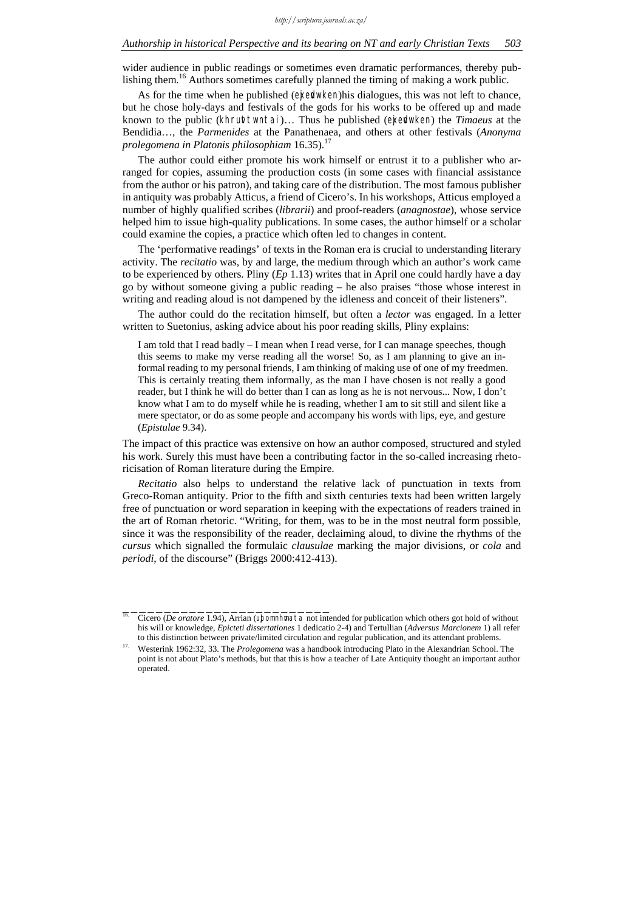wider audience in public readings or sometimes even dramatic performances, thereby publishing them.[16] Authors sometimes carefully planned the timing of making a work public.

> As for the time when he published (ejxedwken)his dialogues, this was not left to chance, but he chose holy-days and festivals of the gods for his works to be offered up and made known to the public (khrutvtwntai)… Thus he published (ejxedwken) the *Timaeus* at the Bendidia…, the *Parmenides* at the Panathenaea, and others at other festivals (*Anonyma prolegomena in Platonis philosophiam* 16.35).[17]

The author could either promote his work himself or entrust it to a publisher who arranged for copies, assuming the production costs (in some cases with financial assistance from the author or his patron), and taking care of the distribution. The most famous publisher in antiquity was probably Atticus, a friend of Cicero's. In his workshops, Atticus employed a number of highly qualified scribes (*librarii*) and proof-readers (*anagnostae*), whose service helped him to issue high-quality publications. In some cases, the author himself or a scholar could examine the copies, a practice which often led to changes in content.

The 'performative readings' of texts in the Roman era is crucial to understanding literary activity. The *recitatio* was, by and large, the medium through which an author's work came to be experienced by others. Pliny (*Ep* 1.13) writes that in April one could hardly have a day go by without someone giving a public reading – he also praises "those whose interest in writing and reading aloud is not dampened by the idleness and conceit of their listeners".

The author could do the recitation himself, but often a *lector* was engaged. In a letter written to Suetonius, asking advice about his poor reading skills, Pliny explains:

> I am told that I read badly – I mean when I read verse, for I can manage speeches, though this seems to make my verse reading all the worse! So, as I am planning to give an informal reading to my personal friends, I am thinking of making use of one of my freedmen. This is certainly treating them informally, as the man I have chosen is not really a good reader, but I think he will do better than I can as long as he is not nervous... Now, I don't know what I am to do myself while he is reading, whether I am to sit still and silent like a mere spectator, or do as some people and accompany his words with lips, eye, and gesture (*Epistulae* 9.34).

The impact of this practice was extensive on how an author composed, structured and styled his work. Surely this must have been a contributing factor in the so-called increasing rhetoricisation of Roman literature during the Empire.

*Recitatio* also helps to understand the relative lack of punctuation in texts from Greco-Roman antiquity. Prior to the fifth and sixth centuries texts had been written largely free of punctuation or word separation in keeping with the expectations of readers trained in the art of Roman rhetoric. "Writing, for them, was to be in the most neutral form possible, since it was the responsibility of the reader, declaiming aloud, to divine the rhythms of the *cursus* which signalled the formulaic *clausulae* marking the major divisions, or *cola* and *periodi*, of the discourse" (Briggs 2000:412-413).

---

16. Cicero (*De oratore* 1.94), Arrian (uJpomnhvmata not intended for publication which others got hold of without his will or knowledge, *Epicteti dissertationes* 1 dedicatio 2-4) and Tertullian (*Adversus Marcionem* 1) all refer to this distinction between private/limited circulation and regular publication, and its attendant problems.

17. Westerink 1962:32, 33. The *Prolegomena* was a handbook introducing Plato in the Alexandrian School. The point is not about Plato's methods, but that this is how a teacher of Late Antiquity thought an important author operated.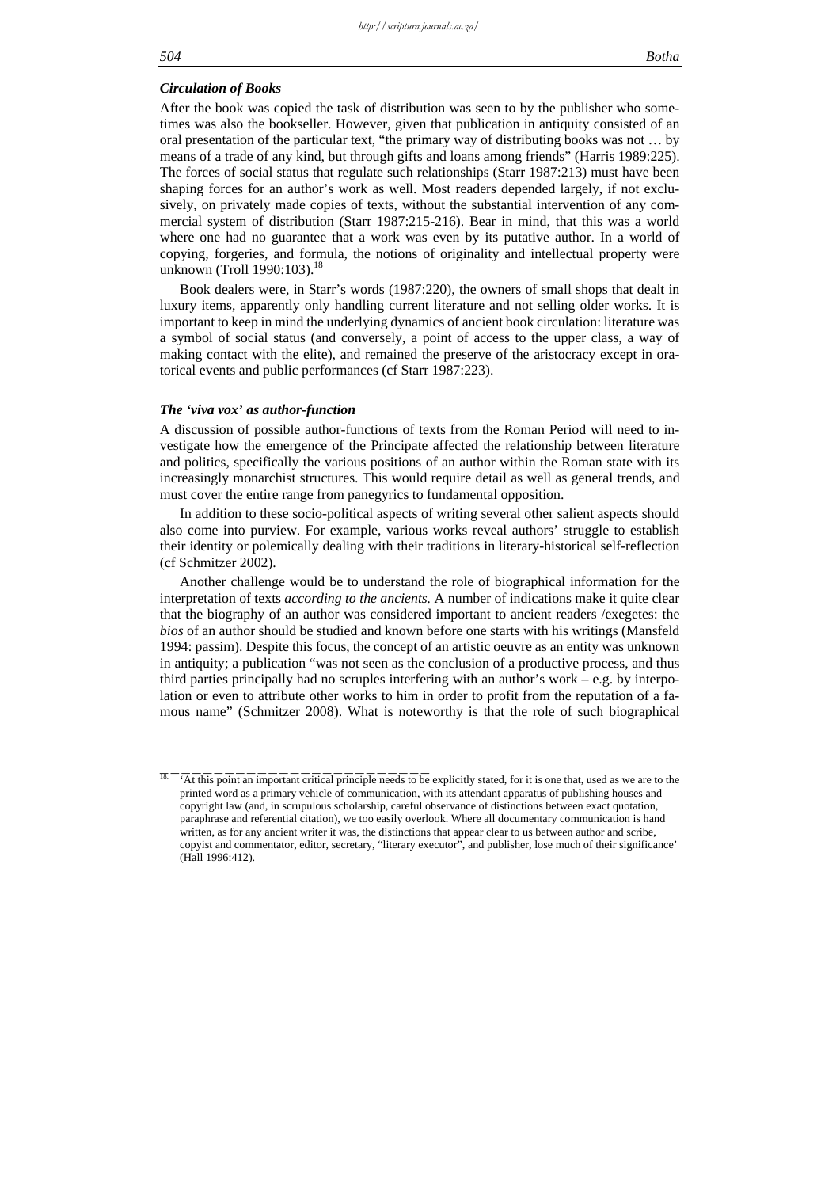### *Circulation of Books*

After the book was copied the task of distribution was seen to by the publisher who sometimes was also the bookseller. However, given that publication in antiquity consisted of an oral presentation of the particular text, "the primary way of distributing books was not … by means of a trade of any kind, but through gifts and loans among friends" (Harris 1989:225). The forces of social status that regulate such relationships (Starr 1987:213) must have been shaping forces for an author's work as well. Most readers depended largely, if not exclusively, on privately made copies of texts, without the substantial intervention of any commercial system of distribution (Starr 1987:215-216). Bear in mind, that this was a world where one had no guarantee that a work was even by its putative author. In a world of copying, forgeries, and formula, the notions of originality and intellectual property were unknown (Troll 1990:103).[18]

Book dealers were, in Starr's words (1987:220), the owners of small shops that dealt in luxury items, apparently only handling current literature and not selling older works. It is important to keep in mind the underlying dynamics of ancient book circulation: literature was a symbol of social status (and conversely, a point of access to the upper class, a way of making contact with the elite), and remained the preserve of the aristocracy except in oratorical events and public performances (cf Starr 1987:223).

### *The 'viva vox' as author-function*

A discussion of possible author-functions of texts from the Roman Period will need to investigate how the emergence of the Principate affected the relationship between literature and politics, specifically the various positions of an author within the Roman state with its increasingly monarchist structures. This would require detail as well as general trends, and must cover the entire range from panegyrics to fundamental opposition.

In addition to these socio-political aspects of writing several other salient aspects should also come into purview. For example, various works reveal authors' struggle to establish their identity or polemically dealing with their traditions in literary-historical self-reflection (cf Schmitzer 2002).

Another challenge would be to understand the role of biographical information for the interpretation of texts *according to the ancients.* A number of indications make it quite clear that the biography of an author was considered important to ancient readers /exegetes: the *bios* of an author should be studied and known before one starts with his writings (Mansfeld 1994: passim). Despite this focus, the concept of an artistic oeuvre as an entity was unknown in antiquity; a publication "was not seen as the conclusion of a productive process, and thus third parties principally had no scruples interfering with an author's work – e.g. by interpolation or even to attribute other works to him in order to profit from the reputation of a famous name" (Schmitzer 2008). What is noteworthy is that the role of such biographical

---

[18] 'At this point an important critical principle needs to be explicitly stated, for it is one that, used as we are to the printed word as a primary vehicle of communication, with its attendant apparatus of publishing houses and copyright law (and, in scrupulous scholarship, careful observance of distinctions between exact quotation, paraphrase and referential citation), we too easily overlook. Where all documentary communication is hand written, as for any ancient writer it was, the distinctions that appear clear to us between author and scribe, copyist and commentator, editor, secretary, "literary executor", and publisher, lose much of their significance' (Hall 1996:412).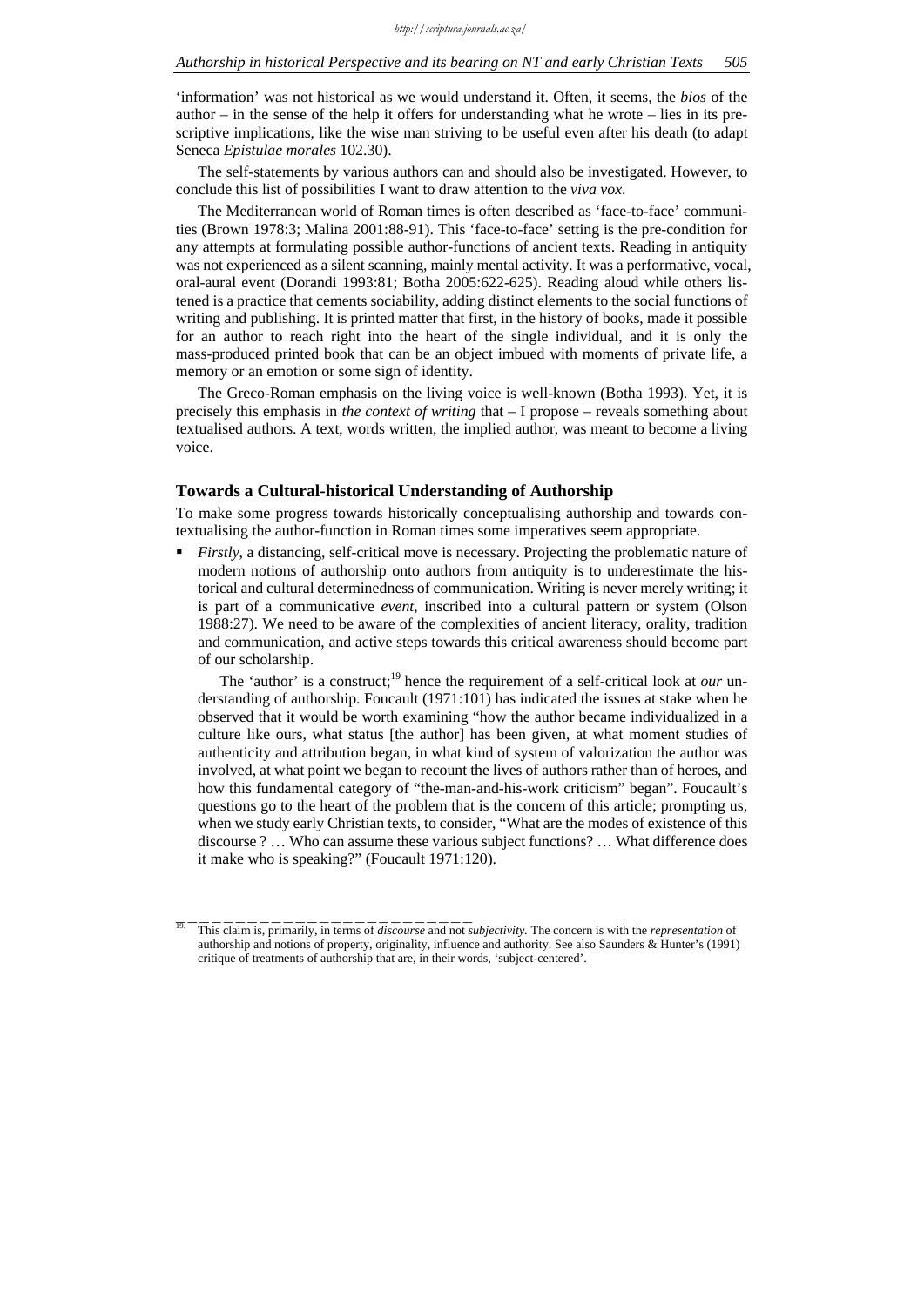'information' was not historical as we would understand it. Often, it seems, the *bios* of the author – in the sense of the help it offers for understanding what he wrote – lies in its prescriptive implications, like the wise man striving to be useful even after his death (to adapt Seneca *Epistulae morales* 102.30).

The self-statements by various authors can and should also be investigated. However, to conclude this list of possibilities I want to draw attention to the *viva vox*.

The Mediterranean world of Roman times is often described as 'face-to-face' communities (Brown 1978:3; Malina 2001:88-91). This 'face-to-face' setting is the pre-condition for any attempts at formulating possible author-functions of ancient texts. Reading in antiquity was not experienced as a silent scanning, mainly mental activity. It was a performative, vocal, oral-aural event (Dorandi 1993:81; Botha 2005:622-625). Reading aloud while others listened is a practice that cements sociability, adding distinct elements to the social functions of writing and publishing. It is printed matter that first, in the history of books, made it possible for an author to reach right into the heart of the single individual, and it is only the mass-produced printed book that can be an object imbued with moments of private life, a memory or an emotion or some sign of identity.

The Greco-Roman emphasis on the living voice is well-known (Botha 1993). Yet, it is precisely this emphasis in *the context of writing* that – I propose – reveals something about textualised authors. A text, words written, the implied author, was meant to become a living voice.

## Towards a Cultural-historical Understanding of Authorship

To make some progress towards historically conceptualising authorship and towards contextualising the author-function in Roman times some imperatives seem appropriate.

- *Firstly*, a distancing, self-critical move is necessary. Projecting the problematic nature of modern notions of authorship onto authors from antiquity is to underestimate the historical and cultural determinedness of communication. Writing is never merely writing; it is part of a communicative *event*, inscribed into a cultural pattern or system (Olson 1988:27). We need to be aware of the complexities of ancient literacy, orality, tradition and communication, and active steps towards this critical awareness should become part of our scholarship.

  The 'author' is a construct;[19] hence the requirement of a self-critical look at *our* understanding of authorship. Foucault (1971:101) has indicated the issues at stake when he observed that it would be worth examining "how the author became individualized in a culture like ours, what status [the author] has been given, at what moment studies of authenticity and attribution began, in what kind of system of valorization the author was involved, at what point we began to recount the lives of authors rather than of heroes, and how this fundamental category of "the-man-and-his-work criticism" began". Foucault's questions go to the heart of the problem that is the concern of this article; prompting us, when we study early Christian texts, to consider, "What are the modes of existence of this discourse ? … Who can assume these various subject functions? … What difference does it make who is speaking?" (Foucault 1971:120).

---

19. This claim is, primarily, in terms of *discourse* and not *subjectivity.* The concern is with the *representation* of authorship and notions of property, originality, influence and authority. See also Saunders & Hunter's (1991) critique of treatments of authorship that are, in their words, 'subject-centered'.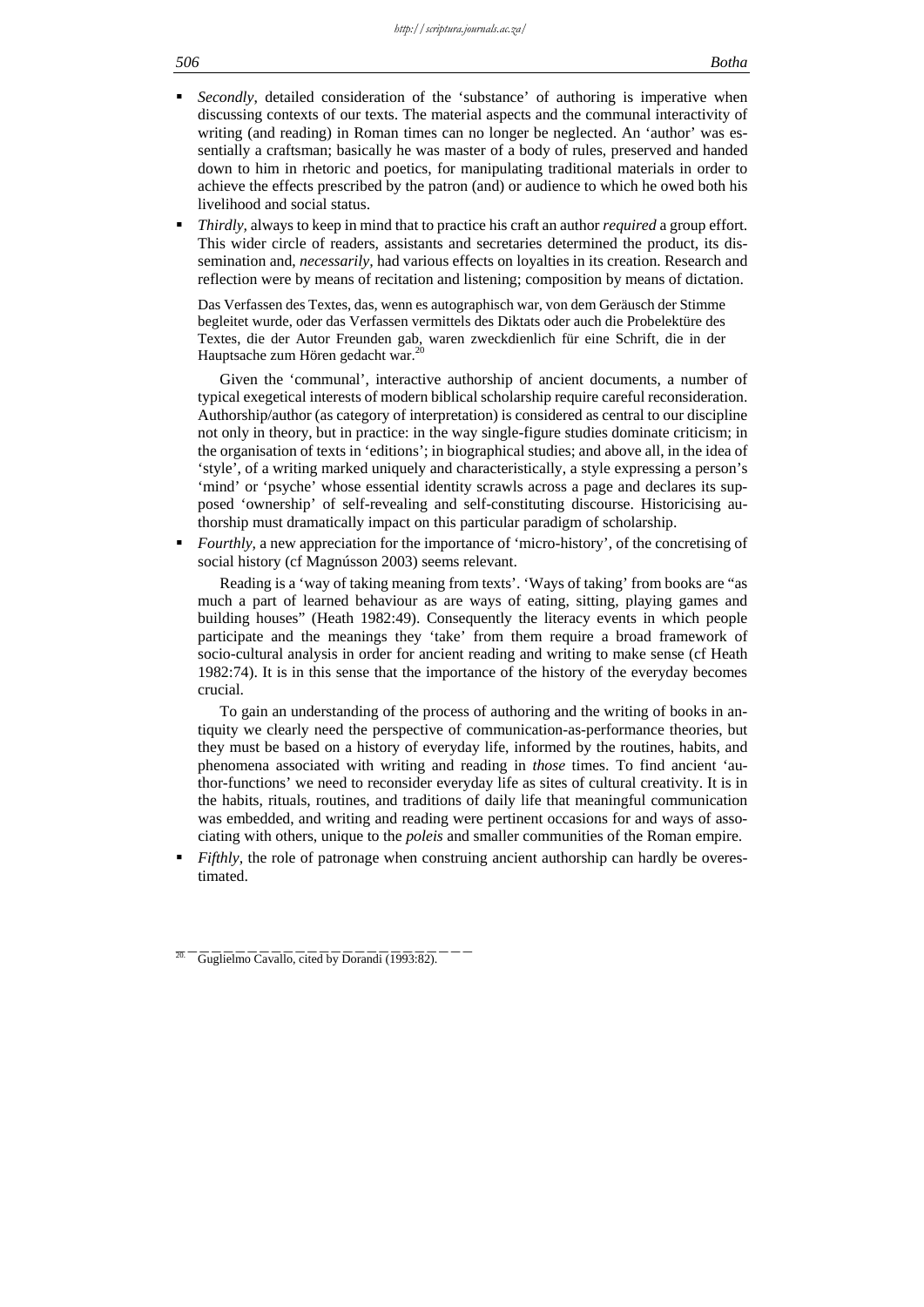- *Secondly*, detailed consideration of the 'substance' of authoring is imperative when discussing contexts of our texts. The material aspects and the communal interactivity of writing (and reading) in Roman times can no longer be neglected. An 'author' was essentially a craftsman; basically he was master of a body of rules, preserved and handed down to him in rhetoric and poetics, for manipulating traditional materials in order to achieve the effects prescribed by the patron (and) or audience to which he owed both his livelihood and social status.
- *Thirdly*, always to keep in mind that to practice his craft an author *required* a group effort. This wider circle of readers, assistants and secretaries determined the product, its dissemination and, *necessarily*, had various effects on loyalties in its creation. Research and reflection were by means of recitation and listening; composition by means of dictation.

  > Das Verfassen des Textes, das, wenn es autographisch war, von dem Geräusch der Stimme begleitet wurde, oder das Verfassen vermittels des Diktats oder auch die Probelektüre des Textes, die der Autor Freunden gab, waren zweckdienlich für eine Schrift, die in der Hauptsache zum Hören gedacht war.[20]

  Given the 'communal', interactive authorship of ancient documents, a number of typical exegetical interests of modern biblical scholarship require careful reconsideration. Authorship/author (as category of interpretation) is considered as central to our discipline not only in theory, but in practice: in the way single-figure studies dominate criticism; in the organisation of texts in 'editions'; in biographical studies; and above all, in the idea of 'style', of a writing marked uniquely and characteristically, a style expressing a person's 'mind' or 'psyche' whose essential identity scrawls across a page and declares its supposed 'ownership' of self-revealing and self-constituting discourse. Historicising authorship must dramatically impact on this particular paradigm of scholarship.
- *Fourthly*, a new appreciation for the importance of 'micro-history', of the concretising of social history (cf Magnússon 2003) seems relevant.

  Reading is a 'way of taking meaning from texts'. 'Ways of taking' from books are "as much a part of learned behaviour as are ways of eating, sitting, playing games and building houses" (Heath 1982:49). Consequently the literacy events in which people participate and the meanings they 'take' from them require a broad framework of socio-cultural analysis in order for ancient reading and writing to make sense (cf Heath 1982:74). It is in this sense that the importance of the history of the everyday becomes crucial.

  To gain an understanding of the process of authoring and the writing of books in antiquity we clearly need the perspective of communication-as-performance theories, but they must be based on a history of everyday life, informed by the routines, habits, and phenomena associated with writing and reading in *those* times. To find ancient 'author-functions' we need to reconsider everyday life as sites of cultural creativity. It is in the habits, rituals, routines, and traditions of daily life that meaningful communication was embedded, and writing and reading were pertinent occasions for and ways of associating with others, unique to the *poleis* and smaller communities of the Roman empire.
- *Fifthly*, the role of patronage when construing ancient authorship can hardly be overestimated.

---

[20] Guglielmo Cavallo, cited by Dorandi (1993:82).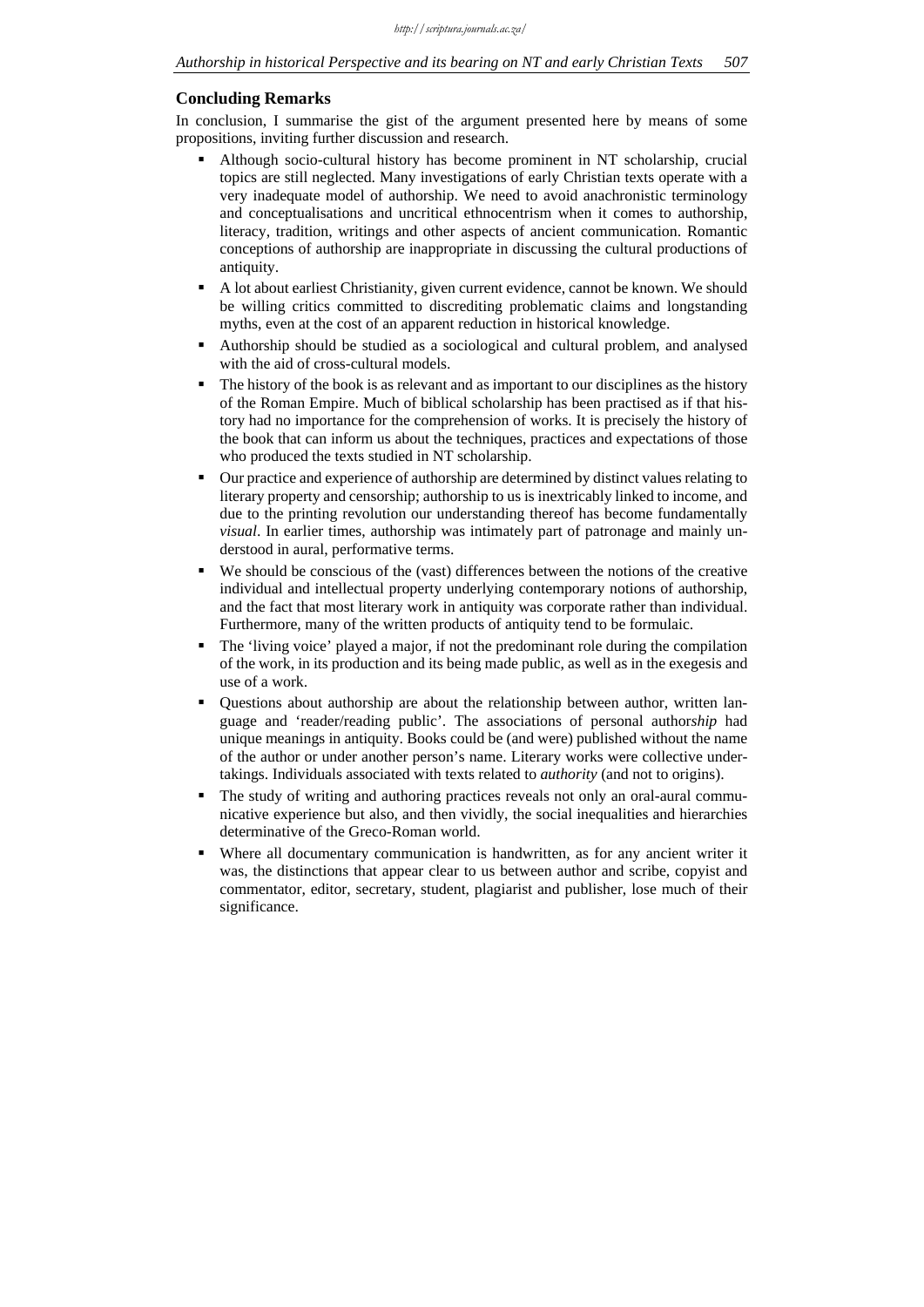## Concluding Remarks

In conclusion, I summarise the gist of the argument presented here by means of some propositions, inviting further discussion and research.

- Although socio-cultural history has become prominent in NT scholarship, crucial topics are still neglected. Many investigations of early Christian texts operate with a very inadequate model of authorship. We need to avoid anachronistic terminology and conceptualisations and uncritical ethnocentrism when it comes to authorship, literacy, tradition, writings and other aspects of ancient communication. Romantic conceptions of authorship are inappropriate in discussing the cultural productions of antiquity.
- A lot about earliest Christianity, given current evidence, cannot be known. We should be willing critics committed to discrediting problematic claims and longstanding myths, even at the cost of an apparent reduction in historical knowledge.
- Authorship should be studied as a sociological and cultural problem, and analysed with the aid of cross-cultural models.
- The history of the book is as relevant and as important to our disciplines as the history of the Roman Empire. Much of biblical scholarship has been practised as if that history had no importance for the comprehension of works. It is precisely the history of the book that can inform us about the techniques, practices and expectations of those who produced the texts studied in NT scholarship.
- Our practice and experience of authorship are determined by distinct values relating to literary property and censorship; authorship to us is inextricably linked to income, and due to the printing revolution our understanding thereof has become fundamentally *visual*. In earlier times, authorship was intimately part of patronage and mainly understood in aural, performative terms.
- We should be conscious of the (vast) differences between the notions of the creative individual and intellectual property underlying contemporary notions of authorship, and the fact that most literary work in antiquity was corporate rather than individual. Furthermore, many of the written products of antiquity tend to be formulaic.
- The 'living voice' played a major, if not the predominant role during the compilation of the work, in its production and its being made public, as well as in the exegesis and use of a work.
- Questions about authorship are about the relationship between author, written language and 'reader/reading public'. The associations of personal author*ship* had unique meanings in antiquity. Books could be (and were) published without the name of the author or under another person's name. Literary works were collective undertakings. Individuals associated with texts related to *authority* (and not to origins).
- The study of writing and authoring practices reveals not only an oral-aural communicative experience but also, and then vividly, the social inequalities and hierarchies determinative of the Greco-Roman world.
- Where all documentary communication is handwritten, as for any ancient writer it was, the distinctions that appear clear to us between author and scribe, copyist and commentator, editor, secretary, student, plagiarist and publisher, lose much of their significance.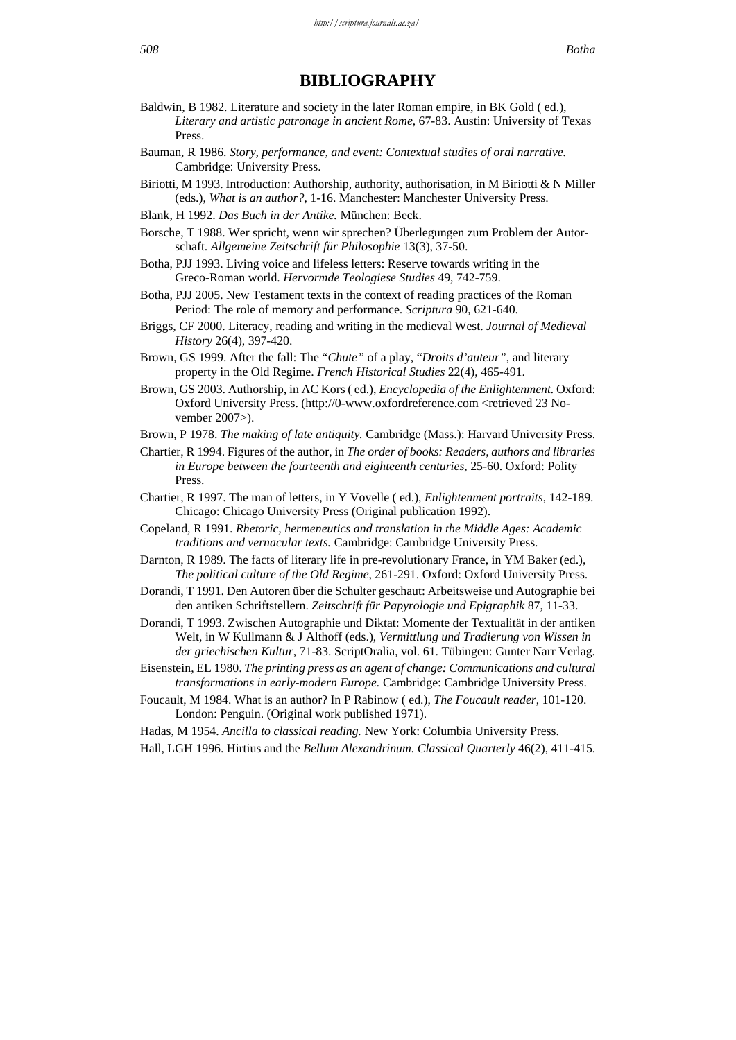# BIBLIOGRAPHY

Baldwin, B 1982. Literature and society in the later Roman empire, in BK Gold ( ed.), *Literary and artistic patronage in ancient Rome*, 67-83. Austin: University of Texas Press.

Bauman, R 1986. *Story, performance, and event: Contextual studies of oral narrative.* Cambridge: University Press.

Biriotti, M 1993. Introduction: Authorship, authority, authorisation, in M Biriotti & N Miller (eds.), *What is an author?*, 1-16. Manchester: Manchester University Press.

Blank, H 1992. *Das Buch in der Antike.* München: Beck.

Borsche, T 1988. Wer spricht, wenn wir sprechen? Überlegungen zum Problem der Autorschaft. *Allgemeine Zeitschrift für Philosophie* 13(3), 37-50.

Botha, PJJ 1993. Living voice and lifeless letters: Reserve towards writing in the Greco-Roman world. *Hervormde Teologiese Studies* 49, 742-759.

Botha, PJJ 2005. New Testament texts in the context of reading practices of the Roman Period: The role of memory and performance. *Scriptura* 90, 621-640.

Briggs, CF 2000. Literacy, reading and writing in the medieval West. *Journal of Medieval History* 26(4), 397-420.

Brown, GS 1999. After the fall: The "*Chute"* of a play, "*Droits d'auteur"*, and literary property in the Old Regime. *French Historical Studies* 22(4), 465-491.

Brown, GS 2003. Authorship, in AC Kors ( ed.), *Encyclopedia of the Enlightenment.* Oxford: Oxford University Press. (http://0-www.oxfordreference.com <retrieved 23 November 2007>).

Brown, P 1978. *The making of late antiquity.* Cambridge (Mass.): Harvard University Press.

Chartier, R 1994. Figures of the author, in *The order of books: Readers, authors and libraries in Europe between the fourteenth and eighteenth centuries*, 25-60. Oxford: Polity Press.

Chartier, R 1997. The man of letters, in Y Vovelle ( ed.), *Enlightenment portraits*, 142-189. Chicago: Chicago University Press (Original publication 1992).

Copeland, R 1991. *Rhetoric, hermeneutics and translation in the Middle Ages: Academic traditions and vernacular texts.* Cambridge: Cambridge University Press.

Darnton, R 1989. The facts of literary life in pre-revolutionary France, in YM Baker (ed.), *The political culture of the Old Regime*, 261-291. Oxford: Oxford University Press.

Dorandi, T 1991. Den Autoren über die Schulter geschaut: Arbeitsweise und Autographie bei den antiken Schriftstellern. *Zeitschrift für Papyrologie und Epigraphik* 87, 11-33.

Dorandi, T 1993. Zwischen Autographie und Diktat: Momente der Textualität in der antiken Welt, in W Kullmann & J Althoff (eds.), *Vermittlung und Tradierung von Wissen in der griechischen Kultur*, 71-83. ScriptOralia, vol. 61. Tübingen: Gunter Narr Verlag.

Eisenstein, EL 1980. *The printing press as an agent of change: Communications and cultural transformations in early-modern Europe.* Cambridge: Cambridge University Press.

Foucault, M 1984. What is an author? In P Rabinow ( ed.), *The Foucault reader*, 101-120. London: Penguin. (Original work published 1971).

Hadas, M 1954. *Ancilla to classical reading.* New York: Columbia University Press.

Hall, LGH 1996. Hirtius and the *Bellum Alexandrinum. Classical Quarterly* 46(2), 411-415.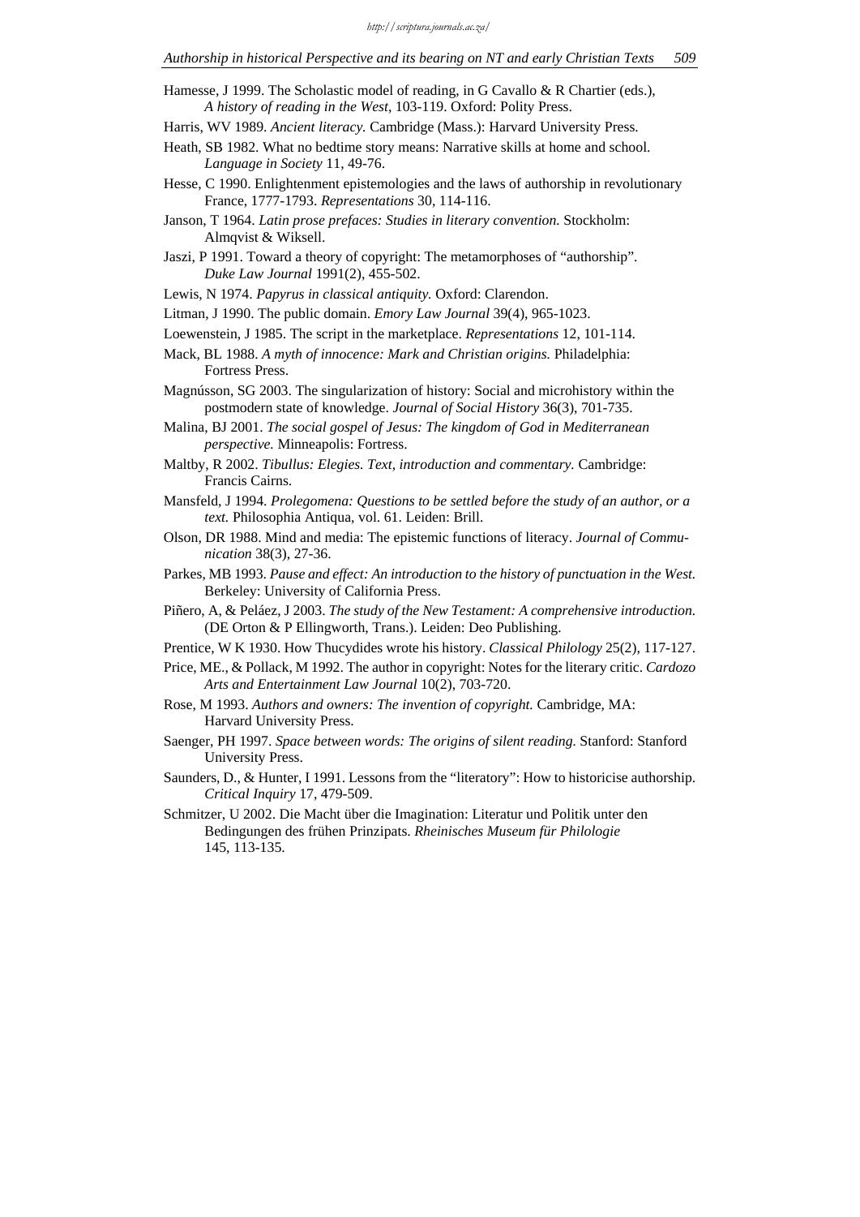Hamesse, J 1999. The Scholastic model of reading, in G Cavallo & R Chartier (eds.), *A history of reading in the West*, 103-119. Oxford: Polity Press.

Harris, WV 1989. *Ancient literacy.* Cambridge (Mass.): Harvard University Press.

Heath, SB 1982. What no bedtime story means: Narrative skills at home and school. *Language in Society* 11, 49-76.

Hesse, C 1990. Enlightenment epistemologies and the laws of authorship in revolutionary France, 1777-1793. *Representations* 30, 114-116.

Janson, T 1964. *Latin prose prefaces: Studies in literary convention.* Stockholm: Almqvist & Wiksell.

Jaszi, P 1991. Toward a theory of copyright: The metamorphoses of "authorship". *Duke Law Journal* 1991(2), 455-502.

Lewis, N 1974. *Papyrus in classical antiquity.* Oxford: Clarendon.

Litman, J 1990. The public domain. *Emory Law Journal* 39(4), 965-1023.

Loewenstein, J 1985. The script in the marketplace. *Representations* 12, 101-114.

Mack, BL 1988. *A myth of innocence: Mark and Christian origins.* Philadelphia: Fortress Press.

Magnússon, SG 2003. The singularization of history: Social and microhistory within the postmodern state of knowledge. *Journal of Social History* 36(3), 701-735.

Malina, BJ 2001. *The social gospel of Jesus: The kingdom of God in Mediterranean perspective.* Minneapolis: Fortress.

Maltby, R 2002. *Tibullus: Elegies. Text, introduction and commentary.* Cambridge: Francis Cairns.

Mansfeld, J 1994. *Prolegomena: Questions to be settled before the study of an author, or a text.* Philosophia Antiqua, vol. 61. Leiden: Brill.

Olson, DR 1988. Mind and media: The epistemic functions of literacy. *Journal of Communication* 38(3), 27-36.

Parkes, MB 1993. *Pause and effect: An introduction to the history of punctuation in the West.* Berkeley: University of California Press.

Piñero, A, & Peláez, J 2003. *The study of the New Testament: A comprehensive introduction.* (DE Orton & P Ellingworth, Trans.). Leiden: Deo Publishing.

Prentice, W K 1930. How Thucydides wrote his history. *Classical Philology* 25(2), 117-127.

Price, ME., & Pollack, M 1992. The author in copyright: Notes for the literary critic. *Cardozo Arts and Entertainment Law Journal* 10(2), 703-720.

Rose, M 1993. *Authors and owners: The invention of copyright.* Cambridge, MA: Harvard University Press.

Saenger, PH 1997. *Space between words: The origins of silent reading.* Stanford: Stanford University Press.

Saunders, D., & Hunter, I 1991. Lessons from the "literatory": How to historicise authorship. *Critical Inquiry* 17, 479-509.

Schmitzer, U 2002. Die Macht über die Imagination: Literatur und Politik unter den Bedingungen des frühen Prinzipats. *Rheinisches Museum für Philologie* 145, 113-135.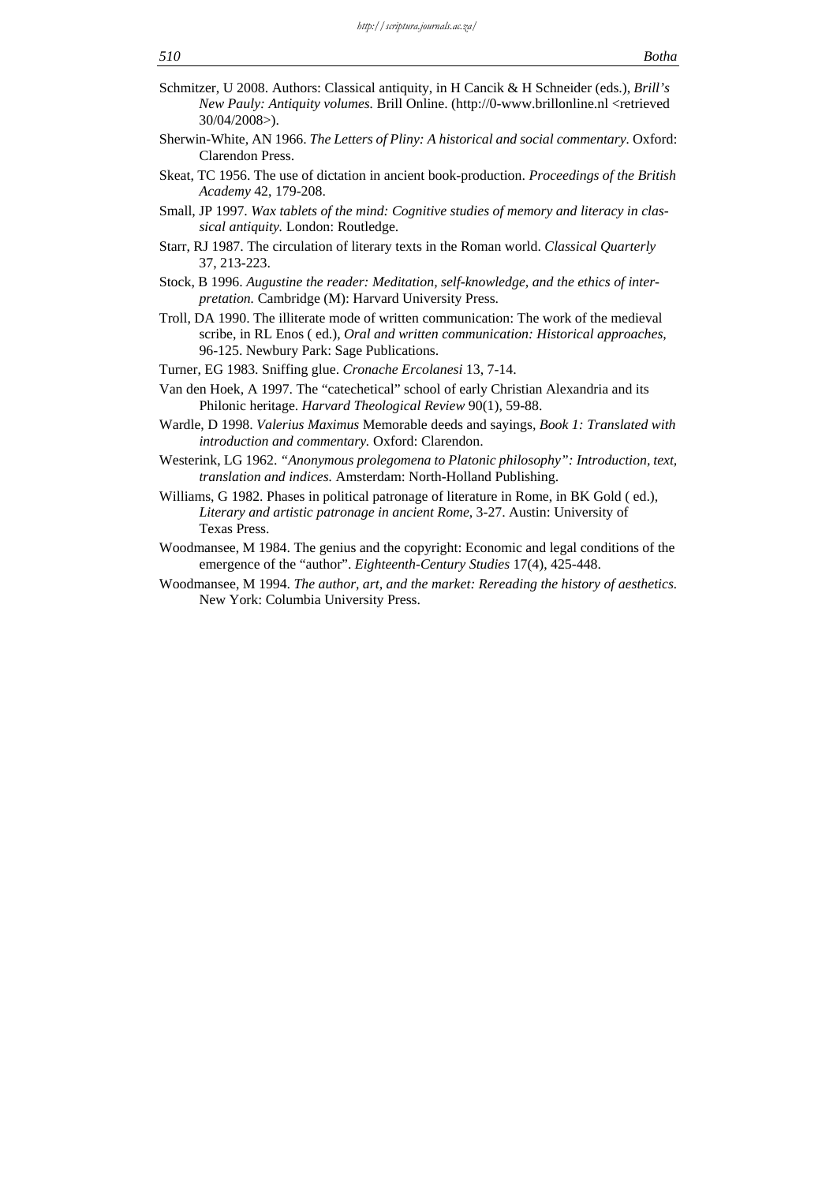Schmitzer, U 2008. Authors: Classical antiquity, in H Cancik & H Schneider (eds.), *Brill's New Pauly: Antiquity volumes.* Brill Online. (http://0-www.brillonline.nl <retrieved 30/04/2008>).

Sherwin-White, AN 1966. *The Letters of Pliny: A historical and social commentary*. Oxford: Clarendon Press.

Skeat, TC 1956. The use of dictation in ancient book-production. *Proceedings of the British Academy* 42, 179-208.

Small, JP 1997. *Wax tablets of the mind: Cognitive studies of memory and literacy in classical antiquity.* London: Routledge.

Starr, RJ 1987. The circulation of literary texts in the Roman world. *Classical Quarterly* 37, 213-223.

Stock, B 1996. *Augustine the reader: Meditation, self-knowledge, and the ethics of interpretation.* Cambridge (M): Harvard University Press.

Troll, DA 1990. The illiterate mode of written communication: The work of the medieval scribe, in RL Enos ( ed.), *Oral and written communication: Historical approaches*, 96-125. Newbury Park: Sage Publications.

Turner, EG 1983. Sniffing glue. *Cronache Ercolanesi* 13, 7-14.

Van den Hoek, A 1997. The "catechetical" school of early Christian Alexandria and its Philonic heritage. *Harvard Theological Review* 90(1), 59-88.

Wardle, D 1998. *Valerius Maximus* Memorable deeds and sayings, *Book 1: Translated with introduction and commentary.* Oxford: Clarendon.

Westerink, LG 1962. *"Anonymous prolegomena to Platonic philosophy": Introduction, text, translation and indices.* Amsterdam: North-Holland Publishing.

Williams, G 1982. Phases in political patronage of literature in Rome, in BK Gold ( ed.), *Literary and artistic patronage in ancient Rome*, 3-27. Austin: University of Texas Press.

Woodmansee, M 1984. The genius and the copyright: Economic and legal conditions of the emergence of the "author". *Eighteenth-Century Studies* 17(4), 425-448.

Woodmansee, M 1994. *The author, art, and the market: Rereading the history of aesthetics.* New York: Columbia University Press.